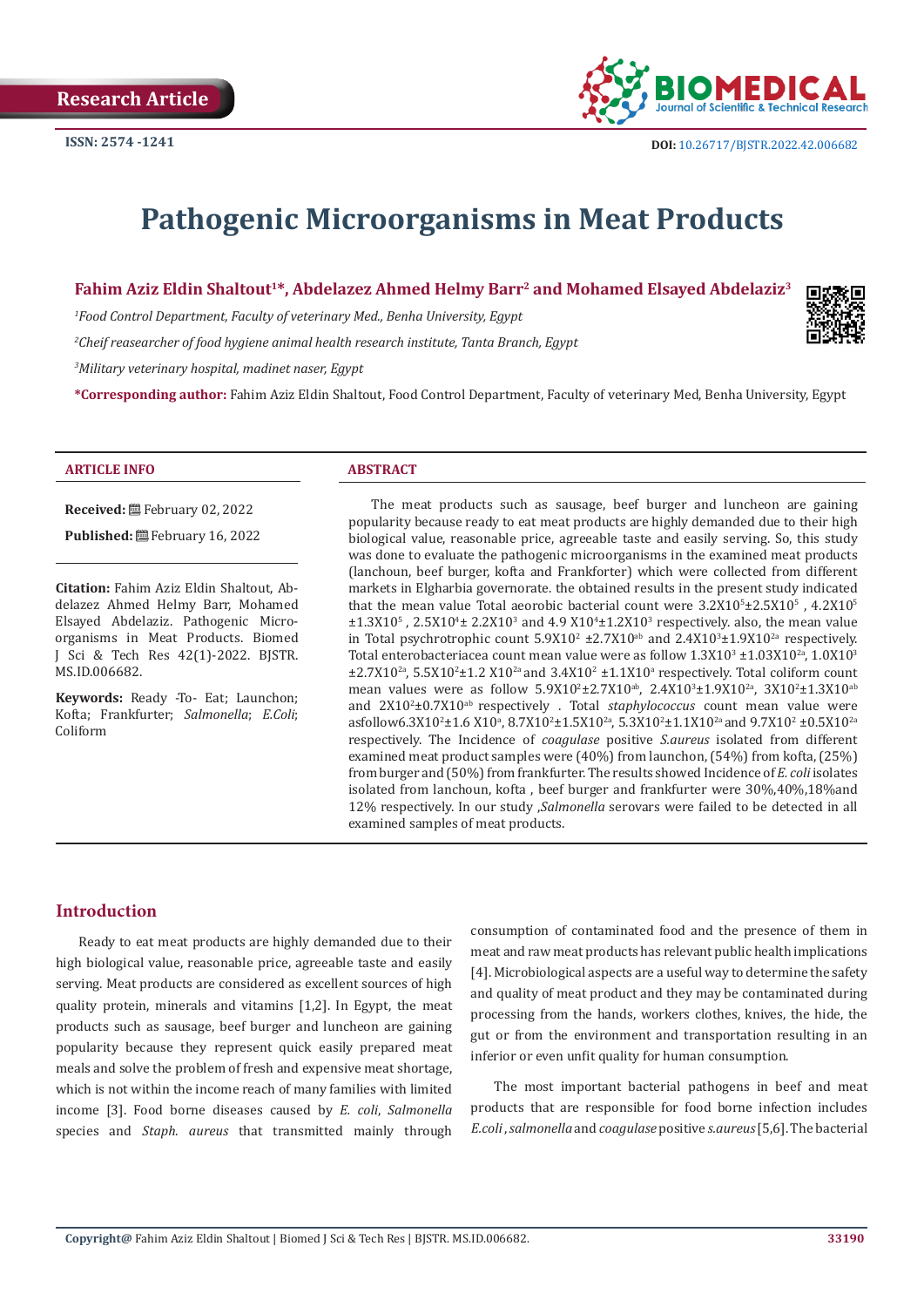Research Article

ISSN: 2574 -1241

DOI: 10.26717/BJSTR.2022.42.006682

# Pathogenic Microorganisms in Meat Products

**Fahim Aziz Eldin Shaltout[1]*, Abdelazez Ahmed Helmy Barr[2] and Mohamed Elsayed Abdelaziz[3]**

[1]*Food Control Department, Faculty of veterinary Med., Benha University, Egypt*

[2]*Cheif reasearcher of food hygiene animal health research institute, Tanta Branch, Egypt*

[3]*Military veterinary hospital, madinet naser, Egypt*

***Corresponding author:** Fahim Aziz Eldin Shaltout, Food Control Department, Faculty of veterinary Med, Benha University, Egypt

#### ARTICLE INFO

**Received:** February 02, 2022

**Published:** February 16, 2022

**Citation:** Fahim Aziz Eldin Shaltout, Abdelazez Ahmed Helmy Barr, Mohamed Elsayed Abdelaziz. Pathogenic Microorganisms in Meat Products. Biomed J Sci & Tech Res 42(1)-2022. BJSTR. MS.ID.006682.

**Keywords:** Ready -To- Eat; Launchon; Kofta; Frankfurter; *Salmonella*; *E.Coli*; Coliform

#### ABSTRACT

The meat products such as sausage, beef burger and luncheon are gaining popularity because ready to eat meat products are highly demanded due to their high biological value, reasonable price, agreeable taste and easily serving. So, this study was done to evaluate the pathogenic microorganisms in the examined meat products (lanchoun, beef burger, kofta and Frankforter) which were collected from different markets in Elgharbia governorate. the obtained results in the present study indicated that the mean value Total aerobic bacterial count were $3.2X10^5 \pm 2.5X10^5$ , $4.2X10^5 \pm 1.3X10^5$ , $2.5X10^4 \pm 2.2X10^3$ and $4.9\ X10^4 \pm 1.2X10^3$ respectively. also, the mean value in Total psychrotrophic count $5.9X10^2\ \pm 2.7X10^{ab}$ and $2.4X10^3 \pm 1.9X10^{2a}$ respectively. Total enterobacteriacea count mean value were as follow $1.3X10^3\ \pm 1.03X10^{2a}$, $1.0X10^3 \pm 2.7X10^{2a}$, $5.5X10^2 \pm 1.2\ X10^{2a}$ and $3.4X10^2\ \pm 1.1X10^a$ respectively. Total coliform count mean values were as follow $5.9X10^2 \pm 2.7X10^{ab}$, $2.4X10^3 \pm 1.9X10^{2a}$, $3X10^2 \pm 1.3X10^{ab}$ and $2X10^2 \pm 0.7X10^{ab}$ respectively . Total *staphylococcus* count mean value were asfollow$6.3X10^2 \pm 1.6\ X10^a$, $8.7X10^2 \pm 1.5X10^{2a}$, $5.3X10^2 \pm 1.1X10^{2a}$ and $9.7X10^2\ \pm 0.5X10^{2a}$ respectively. The Incidence of *coagulase* positive *S.aureus* isolated from different examined meat product samples were (40%) from launchon, (54%) from kofta, (25%) from burger and (50%) from frankfurter. The results showed Incidence of *E. coli* isolates isolated from lanchoun, kofta , beef burger and frankfurter were 30%,40%,18%and 12% respectively. In our study ,*Salmonella* serovars were failed to be detected in all examined samples of meat products.

## Introduction

Ready to eat meat products are highly demanded due to their high biological value, reasonable price, agreeable taste and easily serving. Meat products are considered as excellent sources of high quality protein, minerals and vitamins [1,2]. In Egypt, the meat products such as sausage, beef burger and luncheon are gaining popularity because they represent quick easily prepared meat meals and solve the problem of fresh and expensive meat shortage, which is not within the income reach of many families with limited income [3]. Food borne diseases caused by *E. coli*, *Salmonella* species and *Staph. aureus* that transmitted mainly through consumption of contaminated food and the presence of them in meat and raw meat products has relevant public health implications [4]. Microbiological aspects are a useful way to determine the safety and quality of meat product and they may be contaminated during processing from the hands, workers clothes, knives, the hide, the gut or from the environment and transportation resulting in an inferior or even unfit quality for human consumption.

The most important bacterial pathogens in beef and meat products that are responsible for food borne infection includes *E.coli* , *salmonella* and *coagulase* positive *s.aureus* [5,6]. The bacterial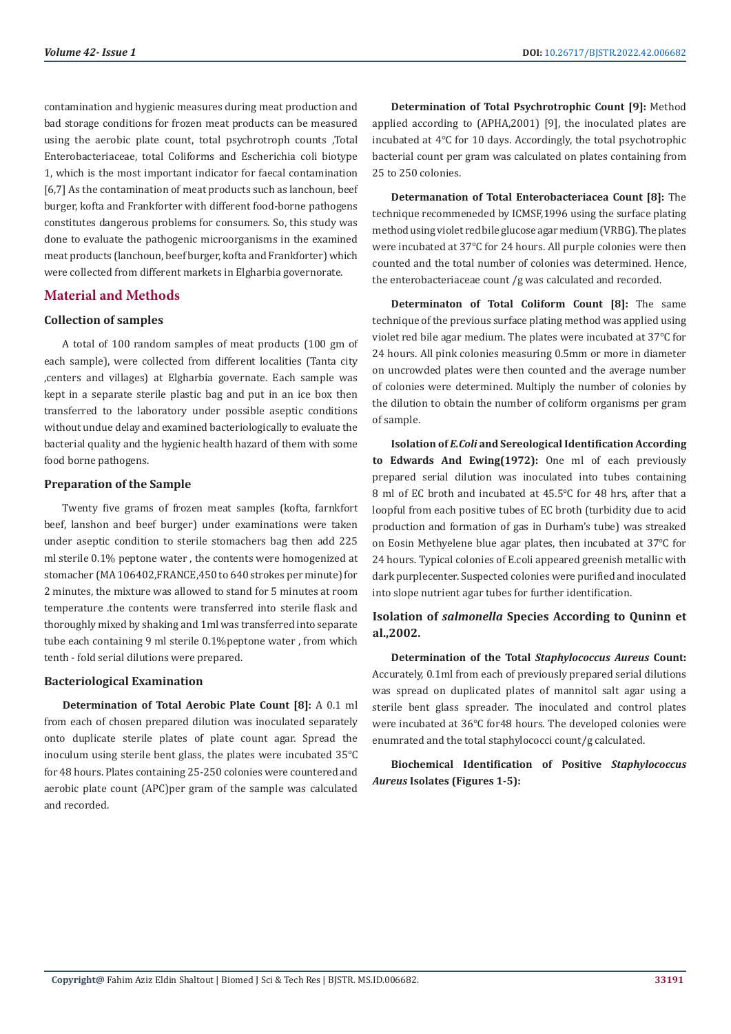contamination and hygienic measures during meat production and bad storage conditions for frozen meat products can be measured using the aerobic plate count, total psychrotroph counts ,Total Enterobacteriaceae, total Coliforms and Escherichia coli biotype 1, which is the most important indicator for faecal contamination [6,7] As the contamination of meat products such as lanchoun, beef burger, kofta and Frankforter with different food-borne pathogens constitutes dangerous problems for consumers. So, this study was done to evaluate the pathogenic microorganisms in the examined meat products (lanchoun, beef burger, kofta and Frankforter) which were collected from different markets in Elgharbia governorate.

## Material and Methods

### Collection of samples

A total of 100 random samples of meat products (100 gm of each sample), were collected from different localities (Tanta city ,centers and villages) at Elgharbia governate. Each sample was kept in a separate sterile plastic bag and put in an ice box then transferred to the laboratory under possible aseptic conditions without undue delay and examined bacteriologically to evaluate the bacterial quality and the hygienic health hazard of them with some food borne pathogens.

### Preparation of the Sample

Twenty five grams of frozen meat samples (kofta, farnkfort beef, lanshon and beef burger) under examinations were taken under aseptic condition to sterile stomachers bag then add 225 ml sterile 0.1% peptone water , the contents were homogenized at stomacher (MA 106402,FRANCE,450 to 640 strokes per minute) for 2 minutes, the mixture was allowed to stand for 5 minutes at room temperature .the contents were transferred into sterile flask and thoroughly mixed by shaking and 1ml was transferred into separate tube each containing 9 ml sterile 0.1%peptone water , from which tenth - fold serial dilutions were prepared.

### Bacteriological Examination

**Determination of Total Aerobic Plate Count [8]:** A 0.1 ml from each of chosen prepared dilution was inoculated separately onto duplicate sterile plates of plate count agar. Spread the inoculum using sterile bent glass, the plates were incubated 35°C for 48 hours. Plates containing 25-250 colonies were countered and aerobic plate count (APC)per gram of the sample was calculated and recorded.

**Determination of Total Psychrotrophic Count [9]:** Method applied according to (APHA,2001) [9], the inoculated plates are incubated at 4°C for 10 days. Accordingly, the total psychotrophic bacterial count per gram was calculated on plates containing from 25 to 250 colonies.

**Determanation of Total Enterobacteriacea Count [8]:** The technique recommeneded by ICMSF,1996 using the surface plating method using violet red bile glucose agar medium (VRBG). The plates were incubated at 37°C for 24 hours. All purple colonies were then counted and the total number of colonies was determined. Hence, the enterobacteriaceae count /g was calculated and recorded.

**Determinaton of Total Coliform Count [8]:** The same technique of the previous surface plating method was applied using violet red bile agar medium. The plates were incubated at 37°C for 24 hours. All pink colonies measuring 0.5mm or more in diameter on uncrowded plates were then counted and the average number of colonies were determined. Multiply the number of colonies by the dilution to obtain the number of coliform organisms per gram of sample.

**Isolation of *E.Coli* and Sereological Identification According to Edwards And Ewing(1972):** One ml of each previously prepared serial dilution was inoculated into tubes containing 8 ml of EC broth and incubated at 45.5°C for 48 hrs, after that a loopful from each positive tubes of EC broth (turbidity due to acid production and formation of gas in Durham's tube) was streaked on Eosin Methyelene blue agar plates, then incubated at 37°C for 24 hours. Typical colonies of E.coli appeared greenish metallic with dark purplecenter. Suspected colonies were purified and inoculated into slope nutrient agar tubes for further identification.

### Isolation of *salmonella* Species According to Quninn et al.,2002.

**Determination of the Total *Staphylococcus Aureus* Count:** Accurately, 0.1ml from each of previously prepared serial dilutions was spread on duplicated plates of mannitol salt agar using a sterile bent glass spreader. The inoculated and control plates were incubated at 36°C for48 hours. The developed colonies were enumrated and the total staphylococci count/g calculated.

**Biochemical Identification of Positive *Staphylococcus Aureus* Isolates (Figures 1-5):**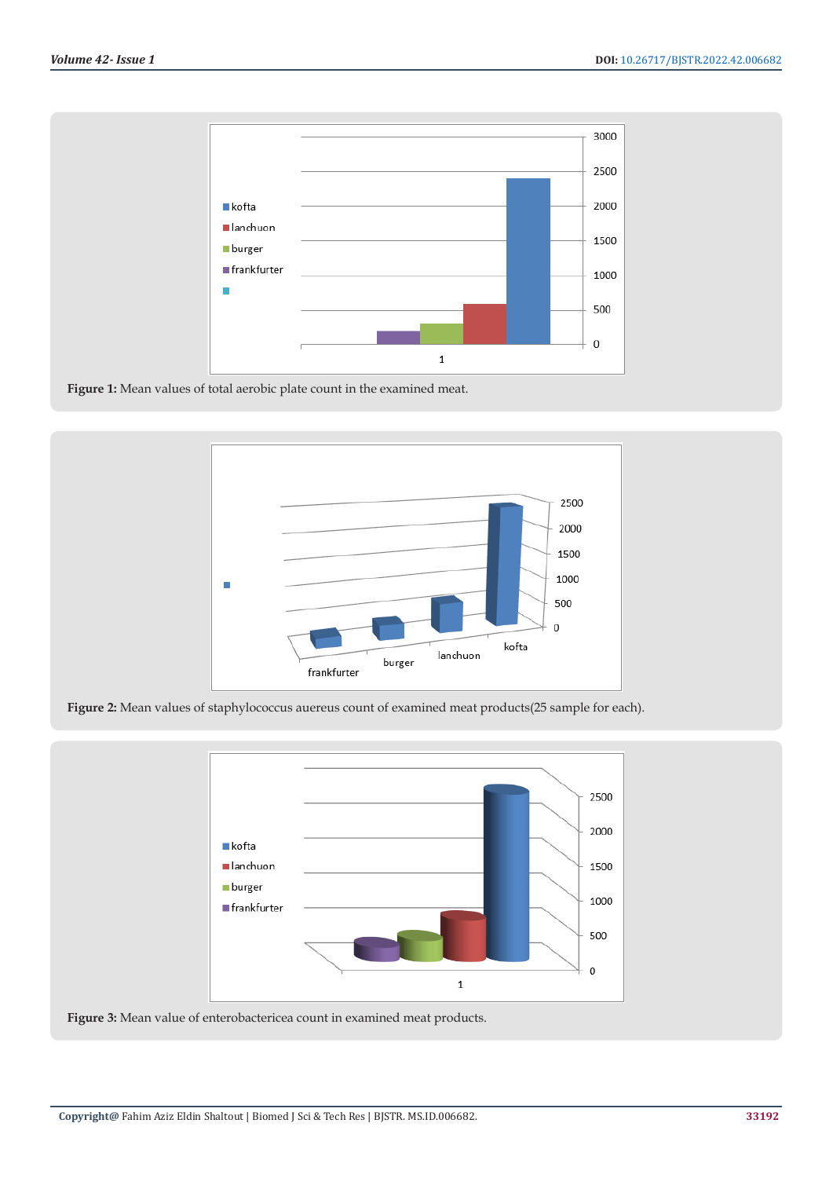Figure 1: Mean values of total aerobic plate count in the examined meat.

Figure 2: Mean values of staphylococcus auereus count of examined meat products(25 sample for each).

Figure 3: Mean value of enterobactericea count in examined meat products.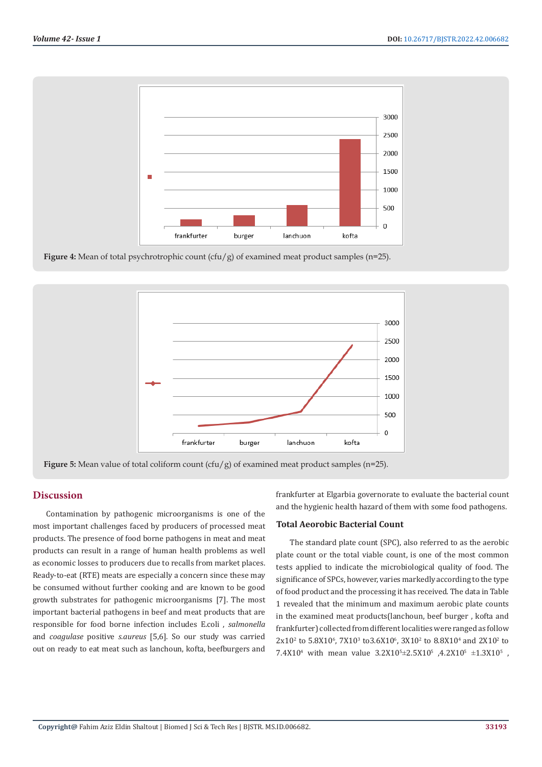Figure 4: Mean of total psychrotrophic count (cfu/g) of examined meat product samples (n=25).

Figure 5: Mean value of total coliform count (cfu/g) of examined meat product samples (n=25).

## Discussion

Contamination by pathogenic microorganisms is one of the most important challenges faced by producers of processed meat products. The presence of food borne pathogens in meat and meat products can result in a range of human health problems as well as economic losses to producers due to recalls from market places. Ready-to-eat (RTE) meats are especially a concern since these may be consumed without further cooking and are known to be good growth substrates for pathogenic microorganisms [7]. The most important bacterial pathogens in beef and meat products that are responsible for food borne infection includes E.coli , *salmonella* and *coagulase* positive *s.aureus* [5,6]. So our study was carried out on ready to eat meat such as lanchoun, kofta, beefburgers and frankfurter at Elgarbia governorate to evaluate the bacterial count and the hygienic health hazard of them with some food pathogens.

### Total Aerobic Bacterial Count

The standard plate count (SPC), also referred to as the aerobic plate count or the total viable count, is one of the most common tests applied to indicate the microbiological quality of food. The significance of SPCs, however, varies markedly according to the type of food product and the processing it has received. The data in Table 1 revealed that the minimum and maximum aerobic plate counts in the examined meat products(lanchoun, beef burger , kofta and frankfurter) collected from different localities were ranged as follow $2x10^2$ to $5.8X10^6$, $7X10^3$ to$3.6X10^6$, $3X10^2$ to $8.8X10^4$ and $2X10^2$ to $7.4X10^4$ with mean value $3.2X10^5 \pm 2.5X10^5$ ,$4.2X10^5$ $\pm 1.3X10^5$ ,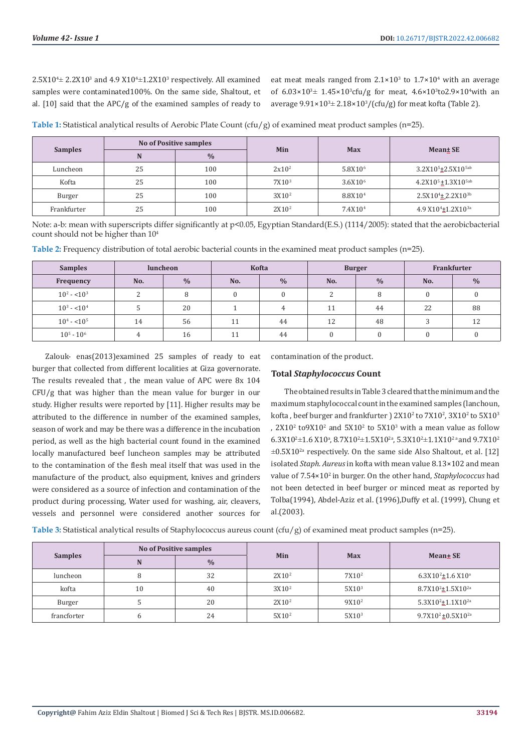$2.5X10^4 \pm 2.2X10^3$ and $4.9 X10^4 \pm 1.2X10^3$ respectively. All examined samples were contaminated100%. On the same side, Shaltout, et al. [10] said that the APC/g of the examined samples of ready to eat meat meals ranged from $2.1\times10^3$ to $1.7\times10^4$ with an average of $6.03\times10^3 \pm 1.45\times10^3$cfu/g for meat, $4.6\times10^3$to$2.9\times10^4$with an average $9.91\times10^3 \pm 2.18\times10^3$/(cfu/g) for meat kofta (Table 2).

**Table 1:** Statistical analytical results of Aerobic Plate Count (cfu/g) of examined meat product samples (n=25).

| Samples | No of Positive samples | | Min | Max | Mean± SE |
|---|---|---|---|---|---|
| | N | % | | | |
| Luncheon | 25 | 100 | $2x10^2$ | $5.8X10^6$ | $3.2X10^5 \pm 2.5X10^{5ab}$ |
| Kofta | 25 | 100 | $7X10^3$ | $3.6X10^6$ | $4.2X10^5 \pm 1.3X10^{5ab}$ |
| Burger | 25 | 100 | $3X10^2$ | $8.8X10^4$ | $2.5X10^4 \pm 2.2X10^{3b}$ |
| Frankfurter | 25 | 100 | $2X10^2$ | $7.4X10^4$ | $4.9 X10^4 \pm 1.2X10^{3a}$ |

Note: a-b: mean with superscripts differ significantly at $p<0.05$, Egyptian Standard(E.S.) (1114/2005): stated that the aerobicbacterial count should not be higher than $10^4$

**Table 2:** Frequency distribution of total aerobic bacterial counts in the examined meat product samples (n=25).

| Samples | luncheon | | Kofta | | Burger | | Frankfurter | |
|---|---|---|---|---|---|---|---|---|
| Frequency | No. | % | No. | % | No. | % | No. | % |
| $10^2$ - $<10^3$ | 2 | 8 | 0 | 0 | 2 | 8 | 0 | 0 |
| $10^3$ - $<10^4$ | 5 | 20 | 1 | 4 | 11 | 44 | 22 | 88 |
| $10^4$ - $<10^5$ | 14 | 56 | 11 | 44 | 12 | 48 | 3 | 12 |
| $10^5$ - $10^6$ | 4 | 16 | 11 | 44 | 0 | 0 | 0 | 0 |

Zalouk- enas(2013)examined 25 samples of ready to eat burger that collected from different localities at Giza governorate. The results revealed that , the mean value of APC were 8x 104 CFU/g that was higher than the mean value for burger in our study. Higher results were reported by [11]. Higher results may be attributed to the difference in number of the examined samples, season of work and may be there was a difference in the incubation period, as well as the high bacterial count found in the examined locally manufactured beef luncheon samples may be attributed to the contamination of the flesh meal itself that was used in the manufacture of the product, also equipment, knives and grinders were considered as a source of infection and contamination of the product during processing, Water used for washing, air, cleavers, vessels and personnel were considered another sources for contamination of the product.

## Total *Staphylococcus* Count

The obtained results in Table 3 cleared that the minimum and the maximum staphylococcal count in the examined samples (lanchoun, kofta , beef burger and frankfurter ) $2X10^2$ to $7X10^2$, $3X10^2$ to $5X10^3$ , $2X10^2$ to$9X10^2$ and $5X10^2$ to $5X10^3$ with a mean value as follow $6.3X10^2 \pm 1.6 X10^a$, $8.7X10^2 \pm 1.5X10^{2a}$, $5.3X10^2 \pm 1.1X10^{2a}$ and $9.7X10^2 \pm 0.5X10^{2a}$ respectively. On the same side Also Shaltout, et al. [12] isolated *Staph. Aureus* in kofta with mean value $8.13\times102$ and mean value of $7.54\times10^2$ in burger. On the other hand, *Staphylococcus* had not been detected in beef burger or minced meat as reported by Tolba(1994), Abdel-Aziz et al. (1996),Duffy et al. (1999), Chung et al.(2003).

**Table 3:** Statistical analytical results of Staphylococcus aureus count (cfu/g) of examined meat product samples (n=25).

| Samples | No of Positive samples | | Min | Max | Mean± SE |
|---|---|---|---|---|---|
| | N | % | | | |
| luncheon | 8 | 32 | $2X10^2$ | $7X10^2$ | $6.3X10^2 \pm 1.6 X10^a$ |
| kofta | 10 | 40 | $3X10^2$ | $5X10^3$ | $8.7X10^2 \pm 1.5X10^{2a}$ |
| Burger | 5 | 20 | $2X10^2$ | $9X10^2$ | $5.3X10^2 \pm 1.1X10^{2a}$ |
| francforter | 6 | 24 | $5X10^2$ | $5X10^3$ | $9.7X10^2 \pm 0.5X10^{2a}$ |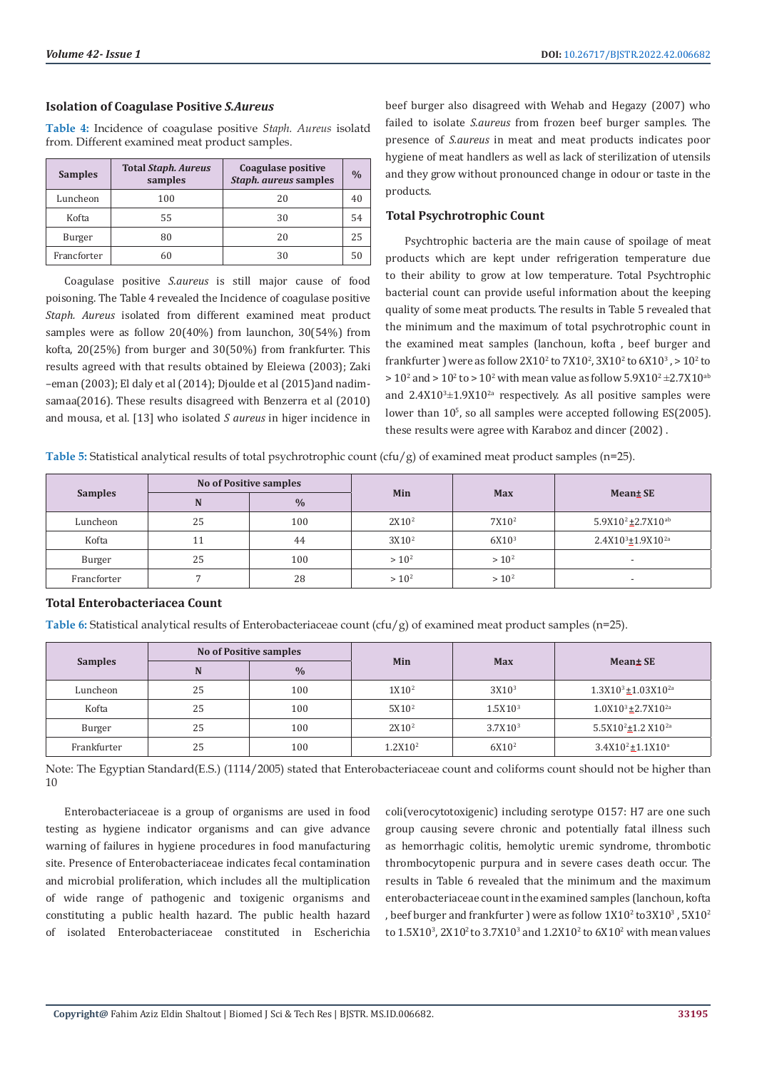### Isolation of Coagulase Positive *S.Aureus*

**Table 4:** Incidence of coagulase positive *Staph. Aureus* isolatd from. Different examined meat product samples.

| Samples | Total *Staph. Aureus* samples | Coagulase positive *Staph. aureus* samples | % |
|---|---|---|---|
| Luncheon | 100 | 20 | 40 |
| Kofta | 55 | 30 | 54 |
| Burger | 80 | 20 | 25 |
| Francforter | 60 | 30 | 50 |

Coagulase positive *S.aureus* is still major cause of food poisoning. The Table 4 revealed the Incidence of coagulase positive *Staph. Aureus* isolated from different examined meat product samples were as follow 20(40%) from launchon, 30(54%) from kofta, 20(25%) from burger and 30(50%) from frankfurter. This results agreed with that results obtained by Eleiewa (2003); Zaki –eman (2003); El daly et al (2014); Djoulde et al (2015)and nadim-samaa(2016). These results disagreed with Benzerra et al (2010) and mousa, et al. [13] who isolated *S aureus* in higer incidence in beef burger also disagreed with Wehab and Hegazy (2007) who failed to isolate *S.aureus* from frozen beef burger samples. The presence of *S.aureus* in meat and meat products indicates poor hygiene of meat handlers as well as lack of sterilization of utensils and they grow without pronounced change in odour or taste in the products.

### Total Psychrotrophic Count

Psychrophic bacteria are the main cause of spoilage of meat products which are kept under refrigeration temperature due to their ability to grow at low temperature. Total Psychrophic bacterial count can provide useful information about the keeping quality of some meat products. The results in Table 5 revealed that the minimum and the maximum of total psychrotrophic count in the examined meat samples (lanchoun, kofta , beef burger and frankfurter ) were as follow $2X10^2$ to $7X10^2$, $3X10^2$ to $6X10^3$ , > $10^2$ to > $10^2$ and > $10^2$ to > $10^2$ with mean value as follow $5.9X10^2 \pm 2.7X10^{ab}$ and $2.4X10^3 \pm 1.9X10^{2a}$ respectively. As all positive samples were lower than $10^5$, so all samples were accepted following ES(2005). these results were agree with Karaboz and dincer (2002) .

**Table 5:** Statistical analytical results of total psychrotrophic count (cfu/g) of examined meat product samples (n=25).

| Samples | No of Positive samples | | Min | Max | Mean± SE |
|---|---|---|---|---|---|
| | N | % | | | |
| Luncheon | 25 | 100 | $2X10^2$ | $7X10^2$ | $5.9X10^2 \pm 2.7X10^{ab}$ |
| Kofta | 11 | 44 | $3X10^2$ | $6X10^3$ | $2.4X10^3 \pm 1.9X10^{2a}$ |
| Burger | 25 | 100 | > $10^2$ | > $10^2$ | - |
| Francforter | 7 | 28 | > $10^2$ | > $10^2$ | - |

### Total Enterobacteriacea Count

**Table 6:** Statistical analytical results of Enterobacteriaceae count (cfu/g) of examined meat product samples (n=25).

| Samples | No of Positive samples | | Min | Max | Mean± SE |
|---|---|---|---|---|---|
| | N | % | | | |
| Luncheon | 25 | 100 | $1X10^2$ | $3X10^3$ | $1.3X10^3 \pm 1.03X10^{2a}$ |
| Kofta | 25 | 100 | $5X10^2$ | $1.5X10^3$ | $1.0X10^3 \pm 2.7X10^{2a}$ |
| Burger | 25 | 100 | $2X10^2$ | $3.7X10^3$ | $5.5X10^2 \pm 1.2 X10^{2a}$ |
| Frankfurter | 25 | 100 | $1.2X10^2$ | $6X10^2$ | $3.4X10^2 \pm 1.1X10^a$ |

Note: The Egyptian Standard(E.S.) (1114/2005) stated that Enterobacteriaceae count and coliforms count should not be higher than 10

Enterobacteriaceae is a group of organisms are used in food testing as hygiene indicator organisms and can give advance warning of failures in hygiene procedures in food manufacturing site. Presence of Enterobacteriaceae indicates fecal contamination and microbial proliferation, which includes all the multiplication of wide range of pathogenic and toxigenic organisms and constituting a public health hazard. The public health hazard of isolated Enterobacteriaceae constituted in Escherichia coli(verocytotoxigenic) including serotype O157: H7 are one such group causing severe chronic and potentially fatal illness such as hemorrhagic colitis, hemolytic uremic syndrome, thrombotic thrombocytopenic purpura and in severe cases death occur. The results in Table 6 revealed that the minimum and the maximum enterobacteriaceae count in the examined samples (lanchoun, kofta , beef burger and frankfurter ) were as follow $1X10^2$ to $3X10^3$ , $5X10^2$ to $1.5X10^3$, $2X10^2$ to $3.7X10^3$ and $1.2X10^2$ to $6X10^2$ with mean values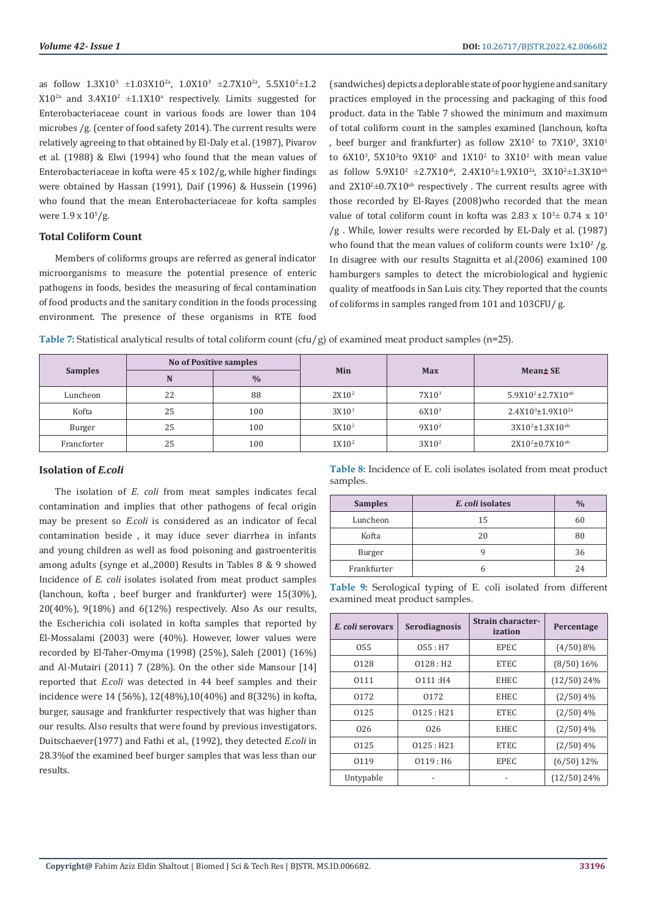as follow $1.3X10^3$ $\pm1.03X10^{2a}$, $1.0X10^3$ $\pm2.7X10^{2a}$, $5.5X10^2\pm1.2$ $X10^{2a}$ and $3.4X10^2$ $\pm1.1X10^a$ respectively. Limits suggested for Enterobacteriaceae count in various foods are lower than 104 microbes /g. (center of food safety 2014). The current results were relatively agreeing to that obtained by El-Daly et al. (1987), Pivarov et al. (1988) & Elwi (1994) who found that the mean values of Enterobacteriaceae in kofta were 45 x 102/g, while higher findings were obtained by Hassan (1991), Daif (1996) & Hussein (1996) who found that the mean Enterobacteriaceae for kofta samples were $1.9 \times 10^5$/g.

### Total Coliform Count

Members of coliforms groups are referred as general indicator microorganisms to measure the potential presence of enteric pathogens in foods, besides the measuring of fecal contamination of food products and the sanitary condition in the foods processing environment. The presence of these organisms in RTE food (sandwiches) depicts a deplorable state of poor hygiene and sanitary practices employed in the processing and packaging of this food product. data in the Table 7 showed the minimum and maximum of total coliform count in the samples examined (lanchoun, kofta , beef burger and frankfurter) as follow $2X10^2$ to $7X10^3$, $3X10^1$ to $6X10^3$, $5X10^2$to $9X10^2$ and $1X10^2$ to $3X10^2$ with mean value as follow $5.9X10^2$ $\pm2.7X10^{ab}$, $2.4X10^3\pm1.9X10^{2a}$, $3X10^2\pm1.3X10^{ab}$ and $2X10^2\pm0.7X10^{ab}$ respectively . The current results agree with those recorded by El-Rayes (2008)who recorded that the mean value of total coliform count in kofta was $2.83 \times 10^{3}\pm$ $0.74 \times 10^3$ /g . While, lower results were recorded by EL-Daly et al. (1987) who found that the mean values of coliform counts were $1x10^2$ /g. In disagree with our results Stagnitta et al.(2006) examined 100 hamburgers samples to detect the microbiological and hygienic quality of meatfoods in San Luis city. They reported that the counts of coliforms in samples ranged from 101 and 103CFU/ g.

**Table 7:** Statistical analytical results of total coliform count (cfu/g) of examined meat product samples (n=25).

| Samples | No of Positive samples | | Min | Max | Mean± SE |
|---|---|---|---|---|---|
| | N | % | | | |
| Luncheon | 22 | 88 | $2X10^2$ | $7X10^3$ | $5.9X10^2\pm2.7X10^{ab}$ |
| Kofta | 25 | 100 | $3X10^1$ | $6X10^3$ | $2.4X10^3\pm1.9X10^{2a}$ |
| Burger | 25 | 100 | $5X10^2$ | $9X10^2$ | $3X10^2\pm1.3X10^{ab}$ |
| Francforter | 25 | 100 | $1X10^2$ | $3X10^2$ | $2X10^2\pm0.7X10^{ab}$ |

### Isolation of *E.coli*

The isolation of *E. coli* from meat samples indicates fecal contamination and implies that other pathogens of fecal origin may be present so *E.coli* is considered as an indicator of fecal contamination beside , it may iduce sever diarrhea in infants and young children as well as food poisoning and gastroenteritis among adults (synge et al.,2000) Results in Tables 8 & 9 showed Incidence of *E. coli* isolates isolated from meat product samples (lanchoun, kofta , beef burger and frankfurter) were 15(30%), 20(40%), 9(18%) and 6(12%) respectively. Also As our results, the Escherichia coli isolated in kofta samples that reported by El-Mossalami (2003) were (40%). However, lower values were recorded by El-Taher-Omyma (1998) (25%), Saleh (2001) (16%) and Al-Mutairi (2011) 7 (28%). On the other side Mansour [14] reported that *E.coli* was detected in 44 beef samples and their incidence were 14 (56%), 12(48%),10(40%) and 8(32%) in kofta, burger, sausage and frankfurter respectively that was higher than our results. Also results that were found by previous investigators. Duitschaever(1977) and Fathi et al., (1992), they detected *E.coli* in 28.3%of the examined beef burger samples that was less than our results.

**Table 8:** Incidence of E. coli isolates isolated from meat product samples.

| Samples | *E. coli* isolates | % |
|---|---|---|
| Luncheon | 15 | 60 |
| Kofta | 20 | 80 |
| Burger | 9 | 36 |
| Frankfurter | 6 | 24 |

**Table 9:** Serological typing of E. coli isolated from different examined meat product samples.

| *E. coli* serovars | Serodiagnosis | Strain characterization | Percentage |
|---|---|---|---|
| O55 | O55 : H7 | EPEC | (4/50) 8% |
| O128 | O128 : H2 | ETEC | (8/50) 16% |
| O111 | O111 :H4 | EHEC | (12/50) 24% |
| O172 | O172 | EHEC | (2/50) 4% |
| O125 | O125 : H21 | ETEC | (2/50) 4% |
| O26 | O26 | EHEC | (2/50) 4% |
| O125 | O125 : H21 | ETEC | (2/50) 4% |
| O119 | O119 : H6 | EPEC | (6/50) 12% |
| Untypable | - | - | (12/50) 24% |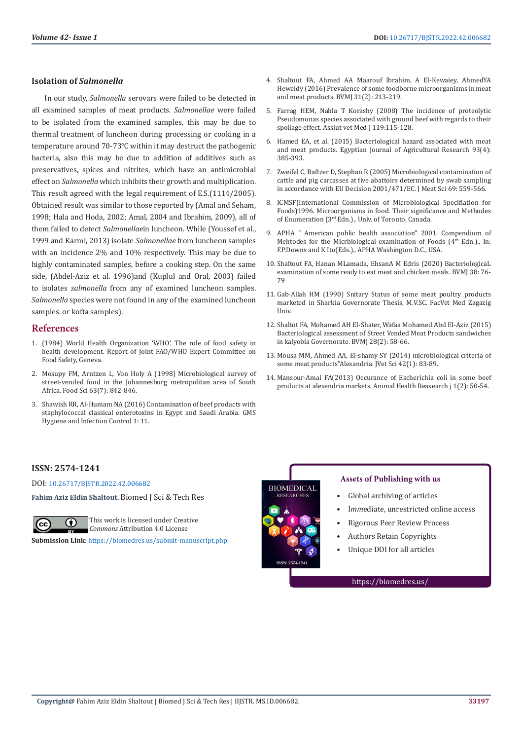### Isolation of *Salmonella*

In our study, *Salmonella* serovars were failed to be detected in all examined samples of meat products. *Salmonellae* were failed to be isolated from the examined samples, this may be due to thermal treatment of luncheon during processing or cooking in a temperature around 70-73°C within it may destruct the pathogenic bacteria, also this may be due to addition of additives such as preservatives, spices and nitrites, which have an antimicrobial effect on *Salmonella* which inhibits their growth and multiplication. This result agreed with the legal requirement of E.S.(1114/2005). Obtained result was similar to those reported by (Amal and Seham, 1998; Hala and Hoda, 2002; Amal, 2004 and Ibrahim, 2009), all of them failed to detect *Salmonellae*in luncheon. While (Youssef et al., 1999 and Karmi, 2013) isolate *Salmonellae* from luncheon samples with an incidence 2% and 10% respectively. This may be due to highly contaminated samples, before a cooking step. On the same side, (Abdel-Aziz et al. 1996)and (Kuplul and Oral, 2003) failed to isolates *salmonella* from any of examined luncheon samples. *Salmonella* species were not found in any of the examined luncheon samples. or kofta samples).

## References

1. (1984) World Health Organization 'WHO'. The role of food safety in health development. Report of Joint FAO/WHO Expert Committee on Food Safety, Geneva.
2. Mosupy FM, Arntzen L, Von Holy A (1998) Microbiological survey of street-vended food in the Johannesburg metropolitan area of South Africa. Food Sci 63(7): 842-846.
3. Shawish RR, Al-Humam NA (2016) Contamination of beef products with staphylococcal classical enterotoxins in Egypt and Saudi Arabia. GMS Hygiene and Infection Control 1: 11.
4. Shaltout FA, Ahmed AA Maarouf Ibrahim, A El-Kewaiey, AhmedYA Heweidy (2016) Prevalence of some foodborne microorganisms in meat and meat products. BVMJ 31(2): 213-219.
5. Farrag HEM, Nahla T Korashy (2008) The incidence of proteolytic Pseudomonas species associated with ground beef with regards to their spoilage effect. Assiut vet Med J 119:115-128.
6. Hamed EA, et al. (2015) Bacteriological hazard associated with meat and meat products. Egyptian Journal of Agricultural Research 93(4): 385-393.
7. Zweifel C, Baftzer D, Stephan R (2005) Microbiological contamination of cattle and pig carcasses at five abattoirs determined by swab sampling in accordance with EU Decision 2001/471/EC. J Meat Sci 69: 559-566.
8. ICMSF(International Commission of Microbiological Specifiation for Foods)1996. Microorganisms in food. Their significance and Methodes of Enumeration (3rd Edn.)., Univ. of Toronto, Canada.
9. APHA " American public health association" 2001. Compendium of Mehtodes for the Micrbiological examination of Foods (4th Edn.)., In: F.P.Downs and K Ito(Eds.)., APHA Washington D.C., USA.
10. Shaltout FA, Hanan MLamada, EhsanA M Edris (2020) BacteriologicaL examination of some ready to eat meat and chicken meals. BVMJ 38: 76-79
11. Gab-Allah HM (1990) Snitary Status of some meat poultry products marketed in Sharkia Governorate Thesis, M.V.SC. FacVet Med Zagazig Univ.
12. Shaltot FA, Mohamed AH El-Shater, Wafaa Mohamed Abd El-Aziz (2015) Bacteriological assessment of Street Vended Meat Products sandwiches in kalyobia Governorate. BVMJ 28(2): 58-66.
13. Mousa MM, Ahmed AA, El-shamy SY (2014) microbiological criteria of some meat products"Alexandria. JVet Sci 42(1): 83-89.
14. Mansour-Amal FA(2013) Occurance of Escherichia coli in some beef products at alexendria markets. Animal Health Reasearch j 1(2): 50-54.

**ISSN: 2574-1241**

DOI: 10.26717/BJSTR.2022.42.006682

**Fahim Aziz Eldin Shaltout.** Biomed J Sci & Tech Res

This work is licensed under Creative *Commons* Attribution 4.0 License

**Submission Link**: https://biomedres.us/submit-manuscript.php

**Assets of Publishing with us**

- Global archiving of articles
- Immediate, unrestricted online access
- Rigorous Peer Review Process
- Authors Retain Copyrights
- Unique DOI for all articles

https://biomedres.us/